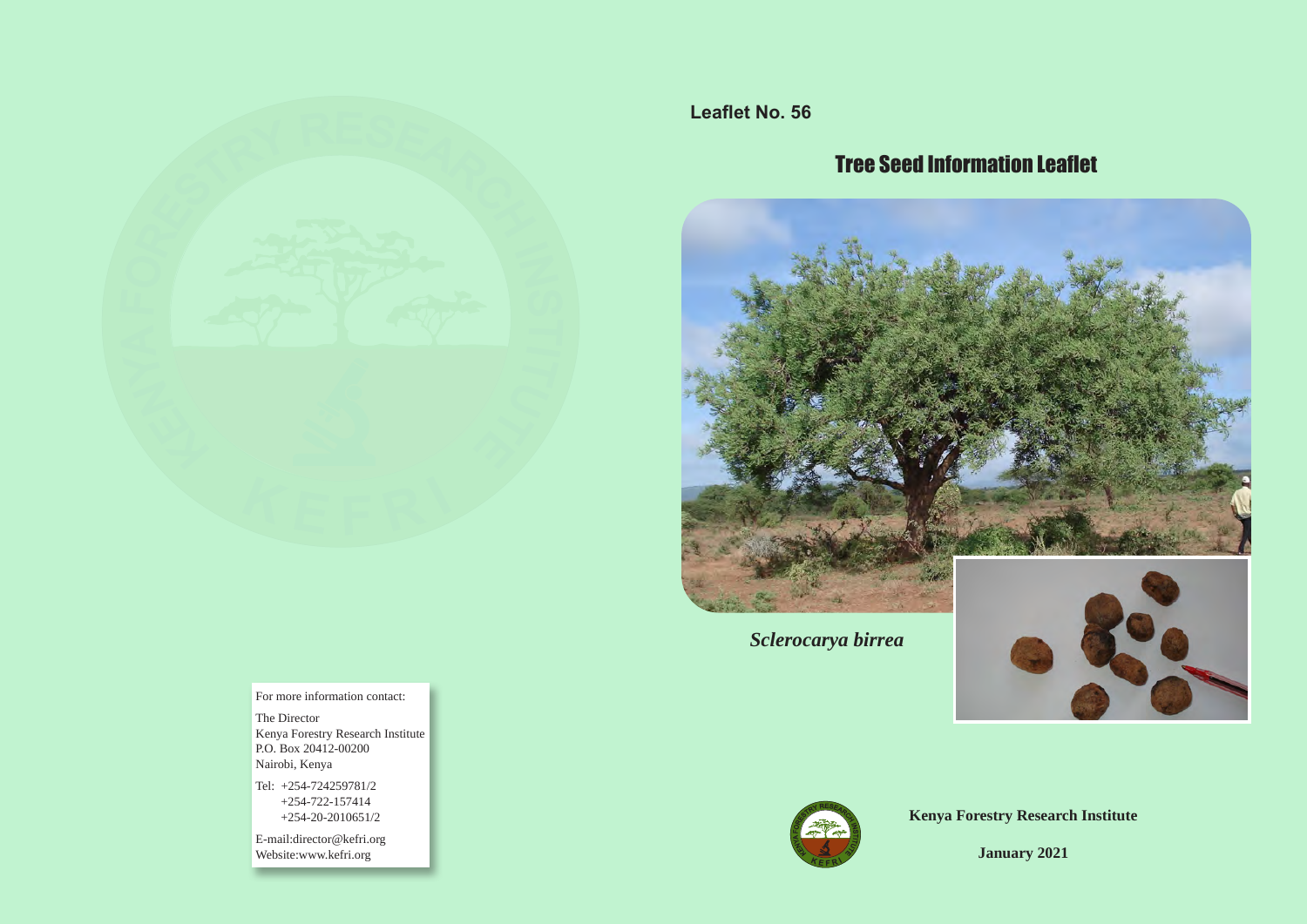Leaflet No. 56

# Tree Seed Information Leaflet

*Sclerocarya birrea*

**Kenya Forestry Research Institute**

**January 2021**

For more information contact:

The Director
Kenya Forestry Research Institute
P.O. Box 20412-00200
Nairobi, Kenya

Tel: +254-724259781/2
+254-722-157414
+254-20-2010651/2

E-mail:director@kefri.org
Website:www.kefri.org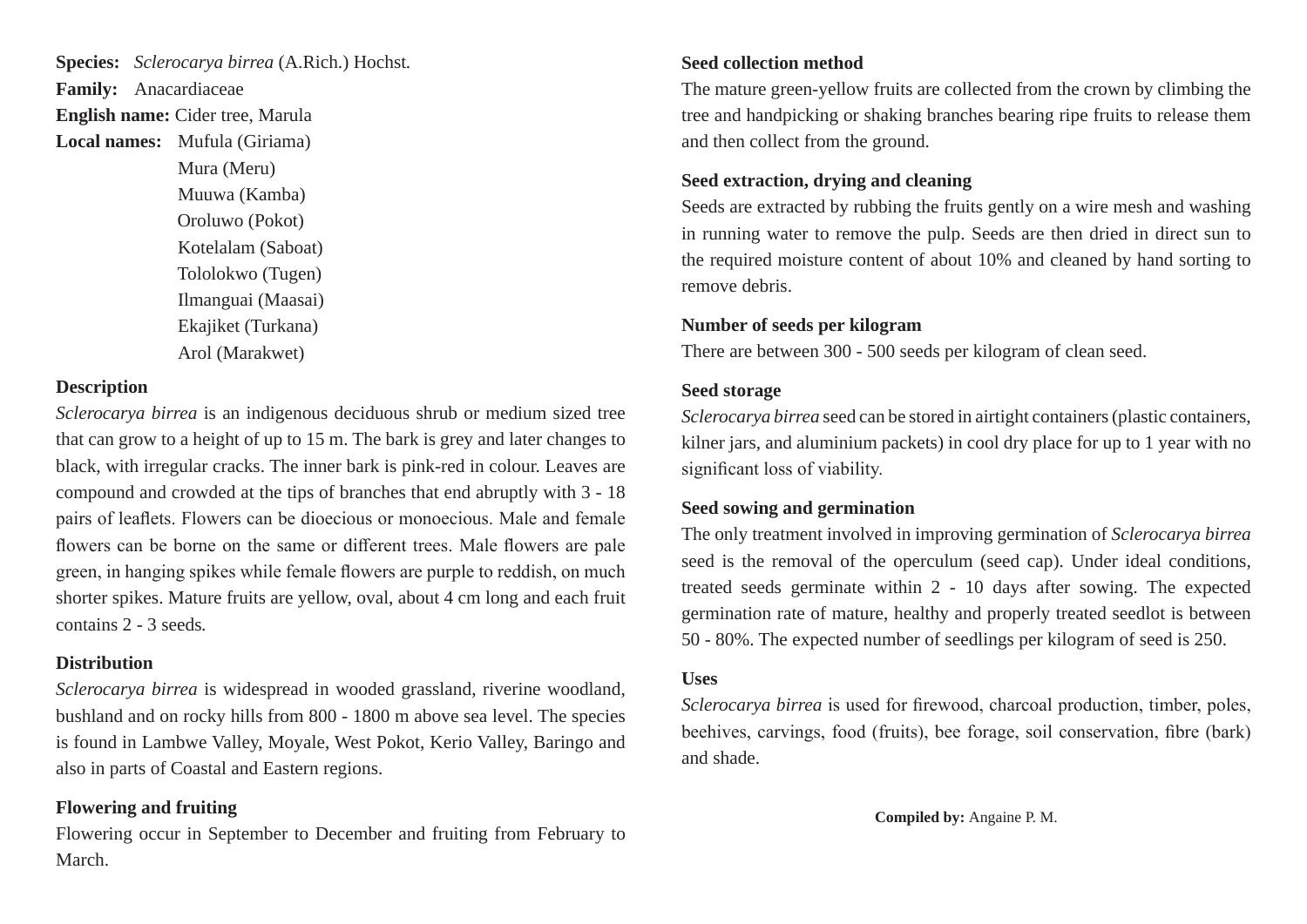**Species:** *Sclerocarya birrea* (A.Rich.) Hochst.
**Family:** Anacardiaceae
**English name:** Cider tree, Marula
**Local names:** Mufula (Giriama)
Mura (Meru)
Muuwa (Kamba)
Oroluwo (Pokot)
Kotelalam (Saboat)
Tololokwo (Tugen)
Ilmanguai (Maasai)
Ekajiket (Turkana)
Arol (Marakwet)

### Description

*Sclerocarya birrea* is an indigenous deciduous shrub or medium sized tree that can grow to a height of up to 15 m. The bark is grey and later changes to black, with irregular cracks. The inner bark is pink-red in colour. Leaves are compound and crowded at the tips of branches that end abruptly with 3 - 18 pairs of leaflets. Flowers can be dioecious or monoecious. Male and female flowers can be borne on the same or different trees. Male flowers are pale green, in hanging spikes while female flowers are purple to reddish, on much shorter spikes. Mature fruits are yellow, oval, about 4 cm long and each fruit contains 2 - 3 seeds.

### Distribution

*Sclerocarya birrea* is widespread in wooded grassland, riverine woodland, bushland and on rocky hills from 800 - 1800 m above sea level. The species is found in Lambwe Valley, Moyale, West Pokot, Kerio Valley, Baringo and also in parts of Coastal and Eastern regions.

### Flowering and fruiting

Flowering occur in September to December and fruiting from February to March.

### Seed collection method

The mature green-yellow fruits are collected from the crown by climbing the tree and handpicking or shaking branches bearing ripe fruits to release them and then collect from the ground.

### Seed extraction, drying and cleaning

Seeds are extracted by rubbing the fruits gently on a wire mesh and washing in running water to remove the pulp. Seeds are then dried in direct sun to the required moisture content of about 10% and cleaned by hand sorting to remove debris.

### Number of seeds per kilogram

There are between 300 - 500 seeds per kilogram of clean seed.

### Seed storage

*Sclerocarya birrea* seed can be stored in airtight containers (plastic containers, kilner jars, and aluminium packets) in cool dry place for up to 1 year with no significant loss of viability.

### Seed sowing and germination

The only treatment involved in improving germination of *Sclerocarya birrea* seed is the removal of the operculum (seed cap). Under ideal conditions, treated seeds germinate within 2 - 10 days after sowing. The expected germination rate of mature, healthy and properly treated seedlot is between 50 - 80%. The expected number of seedlings per kilogram of seed is 250.

### Uses

*Sclerocarya birrea* is used for firewood, charcoal production, timber, poles, beehives, carvings, food (fruits), bee forage, soil conservation, fibre (bark) and shade.

**Compiled by:** Angaine P. M.